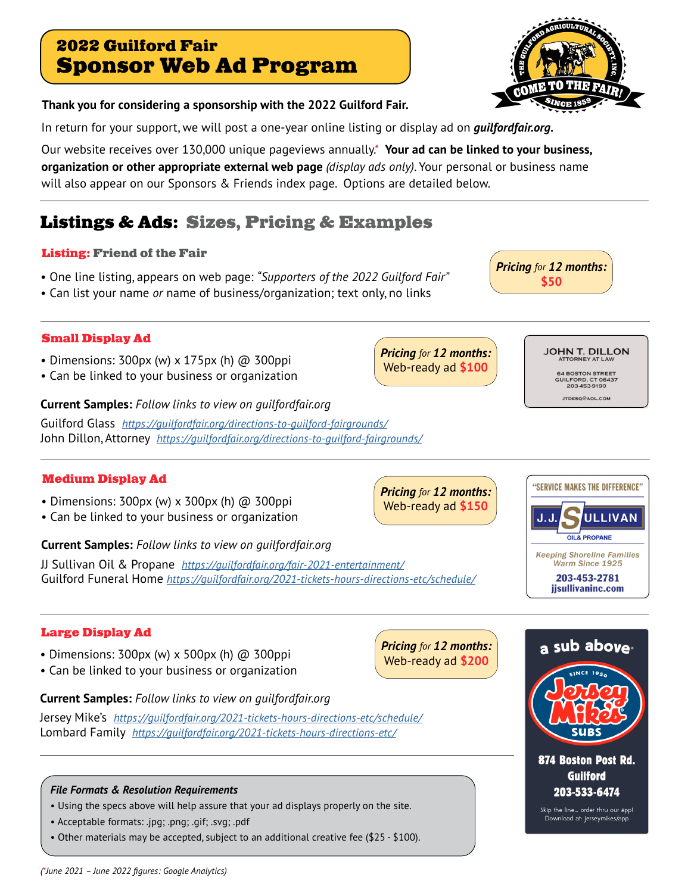# 2022 Guilford Fair
# Sponsor Web Ad Program

**Thank you for considering a sponsorship with the 2022 Guilford Fair.**

In return for your support, we will post a one-year online listing or display ad on ***guilfordfair.org***.

Our website receives over 130,000 unique pageviews annually.* **Your ad can be linked to your business, organization or other appropriate external web page** *(display ads only)*. Your personal or business name will also appear on our Sponsors & Friends index page. Options are detailed below.

## Listings & Ads: Sizes, Pricing & Examples

### Listing: Friend of the Fair

- One line listing, appears on web page: *"Supporters of the 2022 Guilford Fair"*
- Can list your name *or* name of business/organization; text only, no links

***Pricing** for **12 months:*** **$50**

### Small Display Ad

- Dimensions: 300px (w) x 175px (h) @ 300ppi
- Can be linked to your business or organization

***Pricing** for **12 months:*** Web-ready ad **$100**

JOHN T. DILLON
ATTORNEY AT LAW
64 BOSTON STREET
GUILFORD, CT 06437
203-453-9190
JTDESQ@AOL.COM

**Current Samples:** *Follow links to view on guilfordfair.org*

Guilford Glass *https://guilfordfair.org/directions-to-guilford-fairgrounds/*
John Dillon, Attorney *https://guilfordfair.org/directions-to-guilford-fairgrounds/*

### Medium Display Ad

- Dimensions: 300px (w) x 300px (h) @ 300ppi
- Can be linked to your business or organization

***Pricing** for **12 months:*** Web-ready ad **$150**

"SERVICE MAKES THE DIFFERENCE"
J.J. SULLIVAN
OIL & PROPANE
*Keeping Shoreline Families Warm Since 1925*
**203-453-2781**
**jjsullivaninc.com**

**Current Samples:** *Follow links to view on guilfordfair.org*

JJ Sullivan Oil & Propane *https://guilfordfair.org/fair-2021-entertainment/*
Guilford Funeral Home *https://guilfordfair.org/2021-tickets-hours-directions-etc/schedule/*

### Large Display Ad

- Dimensions: 300px (w) x 500px (h) @ 300ppi
- Can be linked to your business or organization

***Pricing** for **12 months:*** Web-ready ad **$200**

a sub above.
SINCE 1956
Jersey Mike's
SUBS
**874 Boston Post Rd.**
**Guilford**
**203-533-6474**
Skip the line... order thru our app!
Download at: jerseymikes/app

**Current Samples:** *Follow links to view on guilfordfair.org*

Jersey Mike's *https://guilfordfair.org/2021-tickets-hours-directions-etc/schedule/*
Lombard Family *https://guilfordfair.org/2021-tickets-hours-directions-etc/*

***File Formats & Resolution Requirements***

- Using the specs above will help assure that your ad displays properly on the site.
- Acceptable formats: .jpg; .png; .gif; .svg; .pdf
- Other materials may be accepted, subject to an additional creative fee ($25 - $100).

*(*June 2021 – June 2022 figures: Google Analytics)*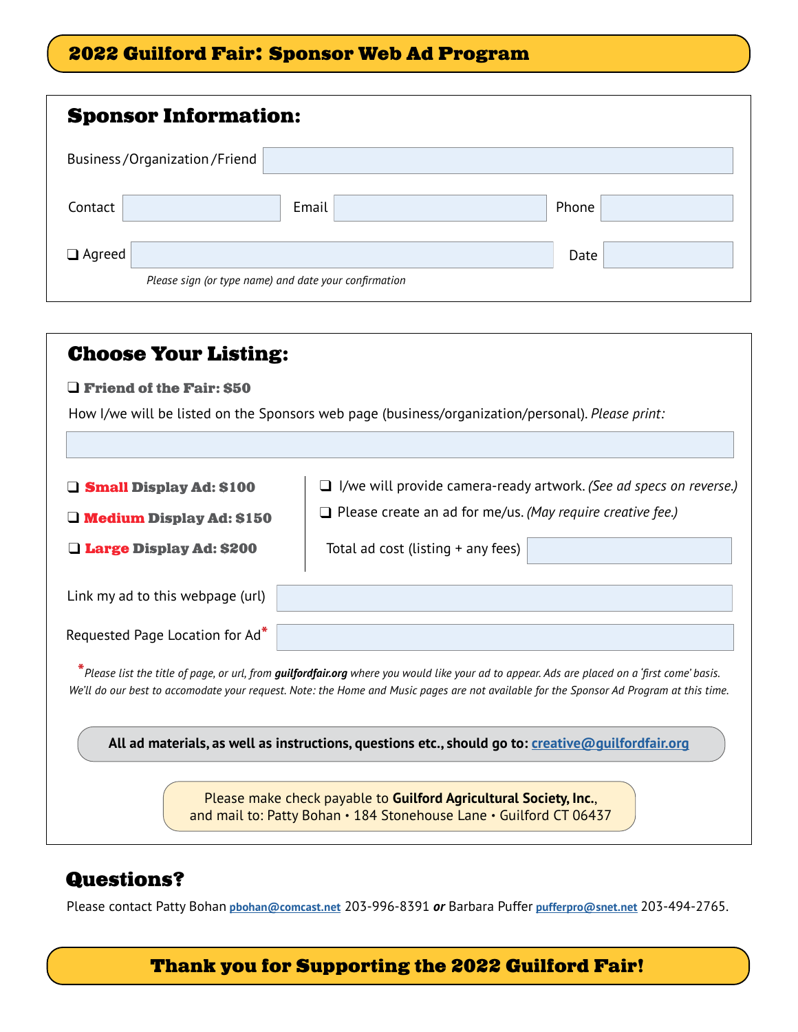# 2022 Guilford Fair: Sponsor Web Ad Program

## Sponsor Information:

Business / Organization / Friend

Contact | Email | Phone

❑ Agreed | Date

*Please sign (or type name) and date your confirmation*

## Choose Your Listing:

❑ **Friend of the Fair: $50**

How I/we will be listed on the Sponsors web page (business/organization/personal). *Please print:*

❑ **Small Display Ad: $100**

❑ **Medium Display Ad: $150**

❑ **Large Display Ad: $200**

❑ I/we will provide camera-ready artwork. *(See ad specs on reverse.)*

❑ Please create an ad for me/us. *(May require creative fee.)*

Total ad cost (listing + any fees)

Link my ad to this webpage (url)

Requested Page Location for Ad*

**\***
*Please list the title of page, or url, from **guilfordfair.org** where you would like your ad to appear. Ads are placed on a 'first come' basis. We'll do our best to accomodate your request. Note: the Home and Music pages are not available for the Sponsor Ad Program at this time.*

**All ad materials, as well as instructions, questions etc., should go to: creative@guilfordfair.org**

Please make check payable to **Guilford Agricultural Society, Inc.**, and mail to: Patty Bohan • 184 Stonehouse Lane • Guilford CT 06437

## Questions?

Please contact Patty Bohan pbohan@comcast.net 203-996-8391 ***or*** Barbara Puffer pufferpro@snet.net 203-494-2765.

**Thank you for Supporting the 2022 Guilford Fair!**